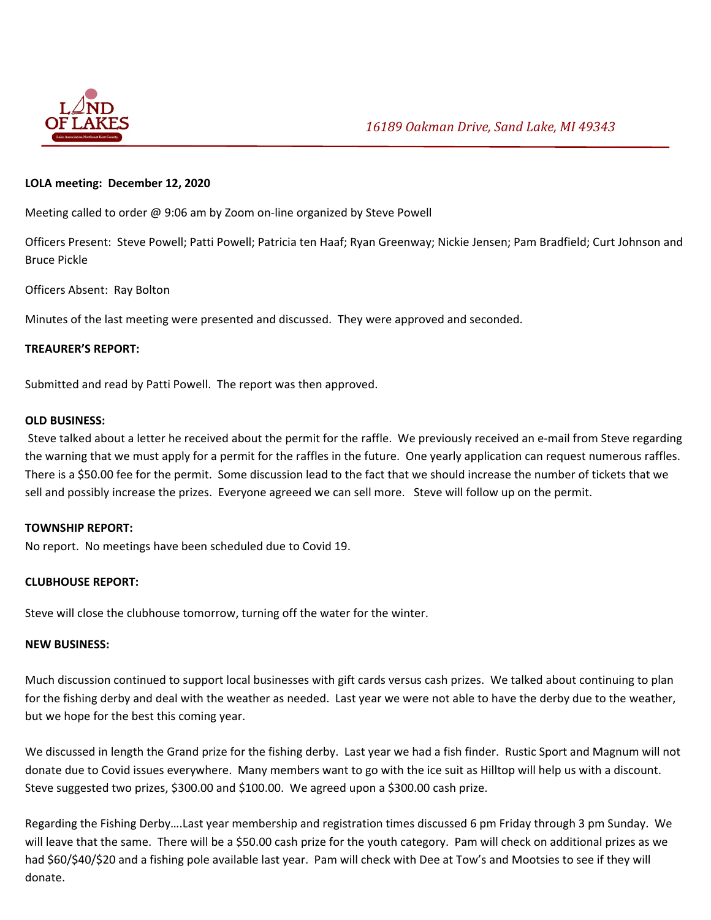*16189 Oakman Drive, Sand Lake, MI 49343*

**LOLA meeting: December 12, 2020**

Meeting called to order @ 9:06 am by Zoom on-line organized by Steve Powell

Officers Present: Steve Powell; Patti Powell; Patricia ten Haaf; Ryan Greenway; Nickie Jensen; Pam Bradfield; Curt Johnson and Bruce Pickle

Officers Absent: Ray Bolton

Minutes of the last meeting were presented and discussed. They were approved and seconded.

**TREAURER'S REPORT:**

Submitted and read by Patti Powell. The report was then approved.

**OLD BUSINESS:**

Steve talked about a letter he received about the permit for the raffle. We previously received an e-mail from Steve regarding the warning that we must apply for a permit for the raffles in the future. One yearly application can request numerous raffles. There is a $50.00 fee for the permit. Some discussion lead to the fact that we should increase the number of tickets that we sell and possibly increase the prizes. Everyone agreeed we can sell more. Steve will follow up on the permit.

**TOWNSHIP REPORT:**

No report. No meetings have been scheduled due to Covid 19.

**CLUBHOUSE REPORT:**

Steve will close the clubhouse tomorrow, turning off the water for the winter.

**NEW BUSINESS:**

Much discussion continued to support local businesses with gift cards versus cash prizes. We talked about continuing to plan for the fishing derby and deal with the weather as needed. Last year we were not able to have the derby due to the weather, but we hope for the best this coming year.

We discussed in length the Grand prize for the fishing derby. Last year we had a fish finder. Rustic Sport and Magnum will not donate due to Covid issues everywhere. Many members want to go with the ice suit as Hilltop will help us with a discount. Steve suggested two prizes, $300.00 and $100.00. We agreed upon a $300.00 cash prize.

Regarding the Fishing Derby….Last year membership and registration times discussed 6 pm Friday through 3 pm Sunday. We will leave that the same. There will be a $50.00 cash prize for the youth category. Pam will check on additional prizes as we had $60/$40/$20 and a fishing pole available last year. Pam will check with Dee at Tow's and Mootsies to see if they will donate.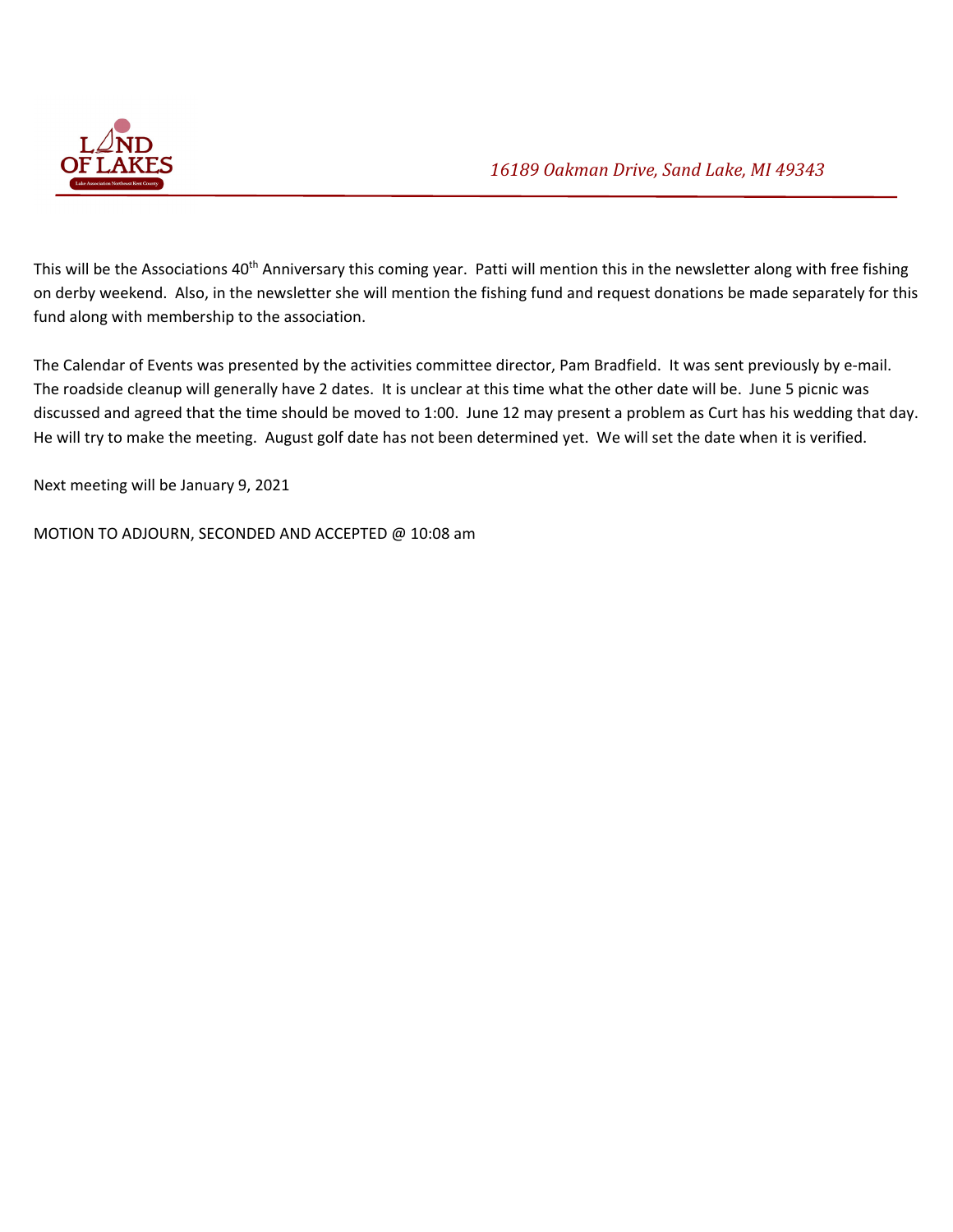16189 Oakman Drive, Sand Lake, MI 49343

This will be the Associations 40th Anniversary this coming year. Patti will mention this in the newsletter along with free fishing on derby weekend. Also, in the newsletter she will mention the fishing fund and request donations be made separately for this fund along with membership to the association.

The Calendar of Events was presented by the activities committee director, Pam Bradfield. It was sent previously by e-mail. The roadside cleanup will generally have 2 dates. It is unclear at this time what the other date will be. June 5 picnic was discussed and agreed that the time should be moved to 1:00. June 12 may present a problem as Curt has his wedding that day. He will try to make the meeting. August golf date has not been determined yet. We will set the date when it is verified.

Next meeting will be January 9, 2021

MOTION TO ADJOURN, SECONDED AND ACCEPTED @ 10:08 am